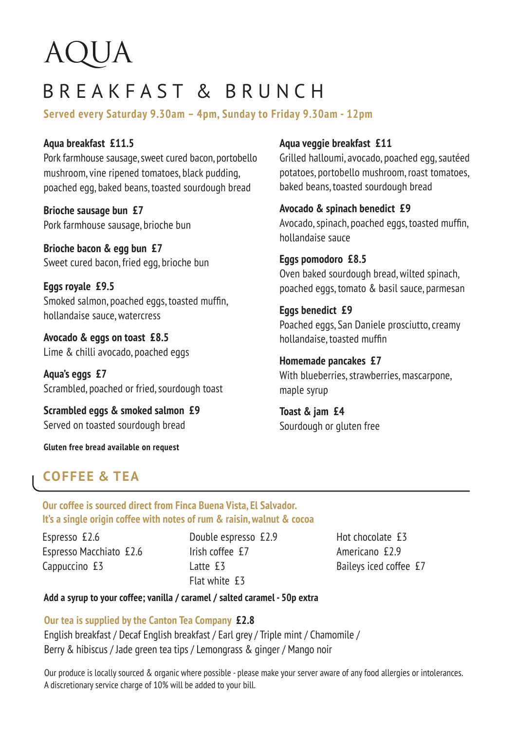# AQUA

## BREAKFAST & BRUNCH

**Served every Saturday 9.30am – 4pm, Sunday to Friday 9.30am - 12pm**

**Aqua breakfast £11.5**
Pork farmhouse sausage, sweet cured bacon, portobello mushroom, vine ripened tomatoes, black pudding, poached egg, baked beans, toasted sourdough bread

**Brioche sausage bun £7**
Pork farmhouse sausage, brioche bun

**Brioche bacon & egg bun £7**
Sweet cured bacon, fried egg, brioche bun

**Eggs royale £9.5**
Smoked salmon, poached eggs, toasted muffin, hollandaise sauce, watercress

**Avocado & eggs on toast £8.5**
Lime & chilli avocado, poached eggs

**Aqua's eggs £7**
Scrambled, poached or fried, sourdough toast

**Scrambled eggs & smoked salmon £9**
Served on toasted sourdough bread

**Gluten free bread available on request**

**Aqua veggie breakfast £11**
Grilled halloumi, avocado, poached egg, sautéed potatoes, portobello mushroom, roast tomatoes, baked beans, toasted sourdough bread

**Avocado & spinach benedict £9**
Avocado, spinach, poached eggs, toasted muffin, hollandaise sauce

**Eggs pomodoro £8.5**
Oven baked sourdough bread, wilted spinach, poached eggs, tomato & basil sauce, parmesan

**Eggs benedict £9**
Poached eggs, San Daniele prosciutto, creamy hollandaise, toasted muffin

**Homemade pancakes £7**
With blueberries, strawberries, mascarpone, maple syrup

**Toast & jam £4**
Sourdough or gluten free

## COFFEE & TEA

**Our coffee is sourced direct from Finca Buena Vista, El Salvador.
It's a single origin coffee with notes of rum & raisin, walnut & cocoa**

Espresso £2.6
Espresso Macchiato £2.6
Cappuccino £3
Double espresso £2.9
Irish coffee £7
Latte £3
Flat white £3
Hot chocolate £3
Americano £2.9
Baileys iced coffee £7

**Add a syrup to your coffee; vanilla / caramel / salted caramel - 50p extra**

**Our tea is supplied by the Canton Tea Company £2.8**
English breakfast / Decaf English breakfast / Earl grey / Triple mint / Chamomile / Berry & hibiscus / Jade green tea tips / Lemongrass & ginger / Mango noir

Our produce is locally sourced & organic where possible - please make your server aware of any food allergies or intolerances.
A discretionary service charge of 10% will be added to your bill.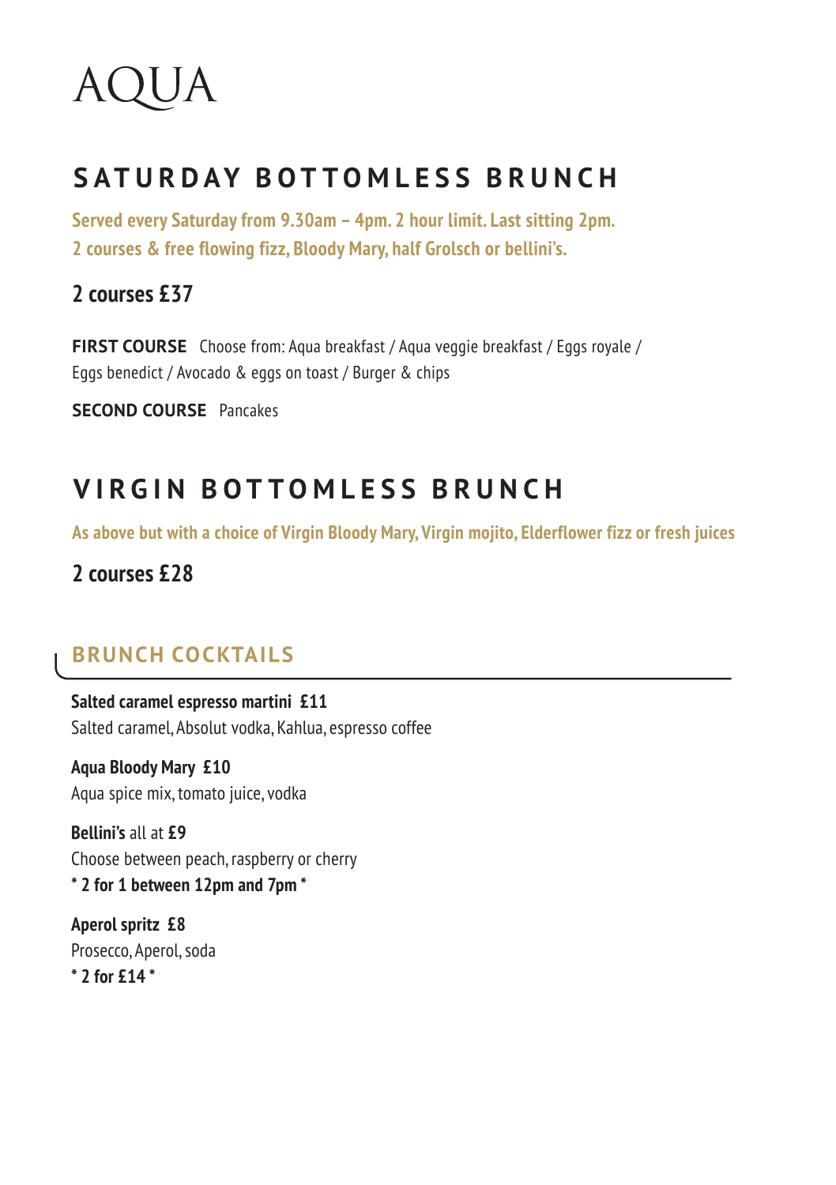# AQUA

## SATURDAY BOTTOMLESS BRUNCH

**Served every Saturday from 9.30am – 4pm. 2 hour limit. Last sitting 2pm.**
**2 courses & free flowing fizz, Bloody Mary, half Grolsch or bellini's.**

### 2 courses £37

**FIRST COURSE** Choose from: Aqua breakfast / Aqua veggie breakfast / Eggs royale / Eggs benedict / Avocado & eggs on toast / Burger & chips

**SECOND COURSE** Pancakes

## VIRGIN BOTTOMLESS BRUNCH

**As above but with a choice of Virgin Bloody Mary, Virgin mojito, Elderflower fizz or fresh juices**

### 2 courses £28

## BRUNCH COCKTAILS

**Salted caramel espresso martini £11**
Salted caramel, Absolut vodka, Kahlua, espresso coffee

**Aqua Bloody Mary £10**
Aqua spice mix, tomato juice, vodka

**Bellini's** all at **£9**
Choose between peach, raspberry or cherry
**\* 2 for 1 between 12pm and 7pm \***

**Aperol spritz £8**
Prosecco, Aperol, soda
**\* 2 for £14 \***